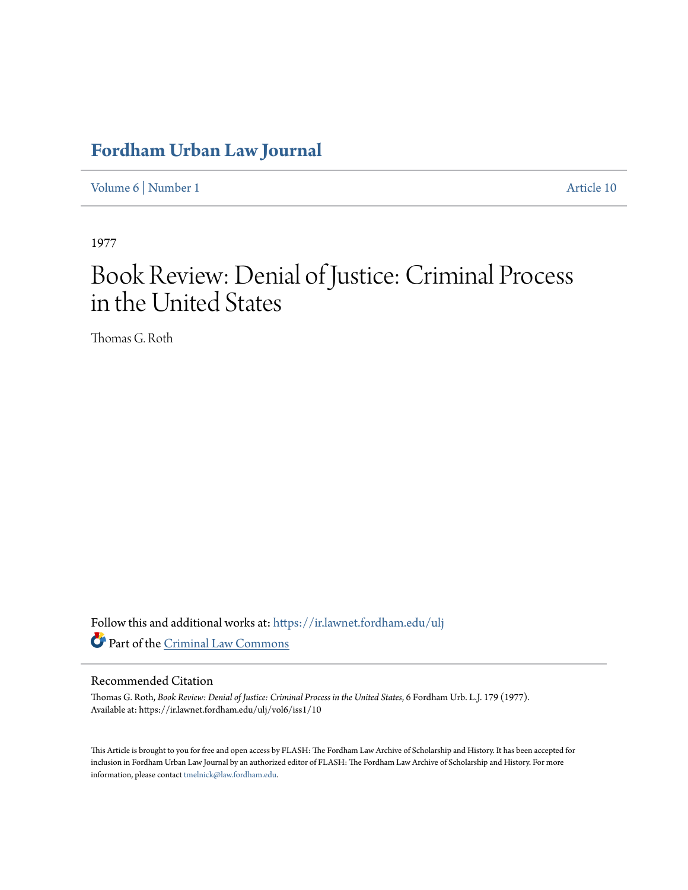# Fordham Urban Law Journal

Volume 6 | Number 1 Article 10

1977

# Book Review: Denial of Justice: Criminal Process in the United States

Thomas G. Roth

Follow this and additional works at: https://ir.lawnet.fordham.edu/ulj

Part of the Criminal Law Commons

## Recommended Citation

Thomas G. Roth, *Book Review: Denial of Justice: Criminal Process in the United States*, 6 Fordham Urb. L.J. 179 (1977).
Available at: https://ir.lawnet.fordham.edu/ulj/vol6/iss1/10

This Article is brought to you for free and open access by FLASH: The Fordham Law Archive of Scholarship and History. It has been accepted for inclusion in Fordham Urban Law Journal by an authorized editor of FLASH: The Fordham Law Archive of Scholarship and History. For more information, please contact tmelnick@law.fordham.edu.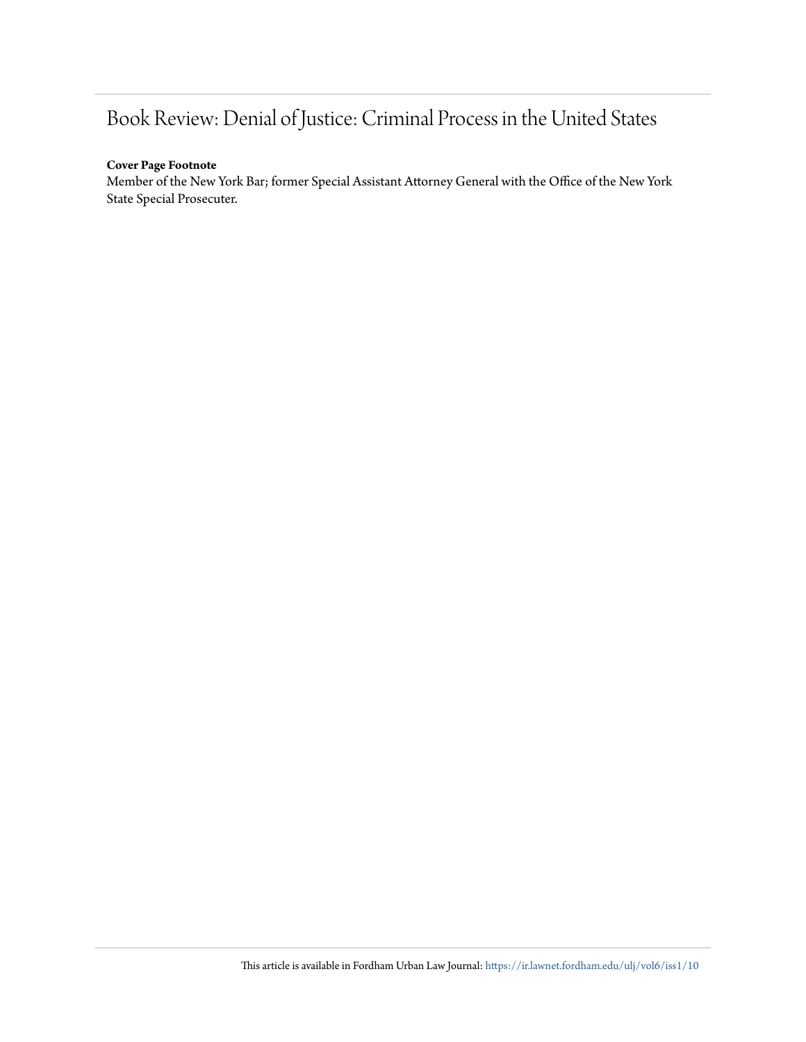# Book Review: Denial of Justice: Criminal Process in the United States

**Cover Page Footnote**

Member of the New York Bar; former Special Assistant Attorney General with the Office of the New York State Special Prosecuter.

This article is available in Fordham Urban Law Journal: https://ir.lawnet.fordham.edu/ulj/vol6/iss1/10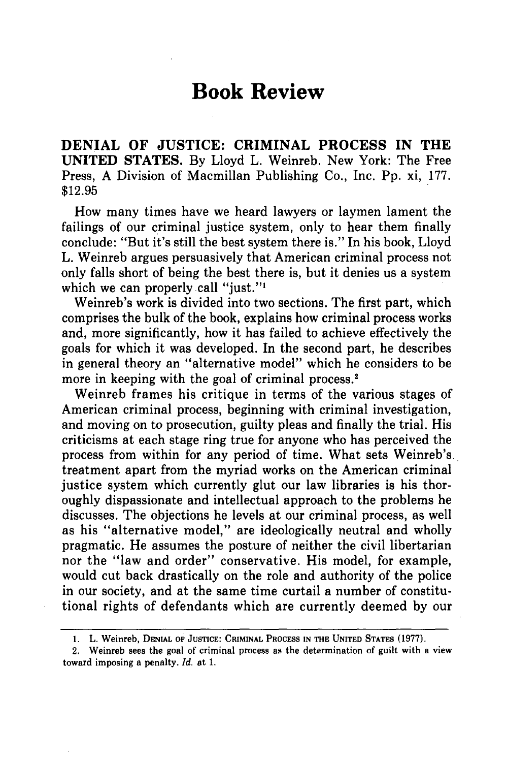# Book Review

**DENIAL OF JUSTICE: CRIMINAL PROCESS IN THE UNITED STATES.** By Lloyd L. Weinreb. New York: The Free Press, A Division of Macmillan Publishing Co., Inc. Pp. xi, 177. $12.95

How many times have we heard lawyers or laymen lament the failings of our criminal justice system, only to hear them finally conclude: "But it's still the best system there is." In his book, Lloyd L. Weinreb argues persuasively that American criminal process not only falls short of being the best there is, but it denies us a system which we can properly call "just."[1]

Weinreb's work is divided into two sections. The first part, which comprises the bulk of the book, explains how criminal process works and, more significantly, how it has failed to achieve effectively the goals for which it was developed. In the second part, he describes in general theory an "alternative model" which he considers to be more in keeping with the goal of criminal process.[2]

Weinreb frames his critique in terms of the various stages of American criminal process, beginning with criminal investigation, and moving on to prosecution, guilty pleas and finally the trial. His criticisms at each stage ring true for anyone who has perceived the process from within for any period of time. What sets Weinreb's treatment apart from the myriad works on the American criminal justice system which currently glut our law libraries is his thoroughly dispassionate and intellectual approach to the problems he discusses. The objections he levels at our criminal process, as well as his "alternative model," are ideologically neutral and wholly pragmatic. He assumes the posture of neither the civil libertarian nor the "law and order" conservative. His model, for example, would cut back drastically on the role and authority of the police in our society, and at the same time curtail a number of constitutional rights of defendants which are currently deemed by our

---

1. L. Weinreb, Denial of Justice: Criminal Process in the United States (1977).

2. Weinreb sees the goal of criminal process as the determination of guilt with a view toward imposing a penalty. *Id.* at 1.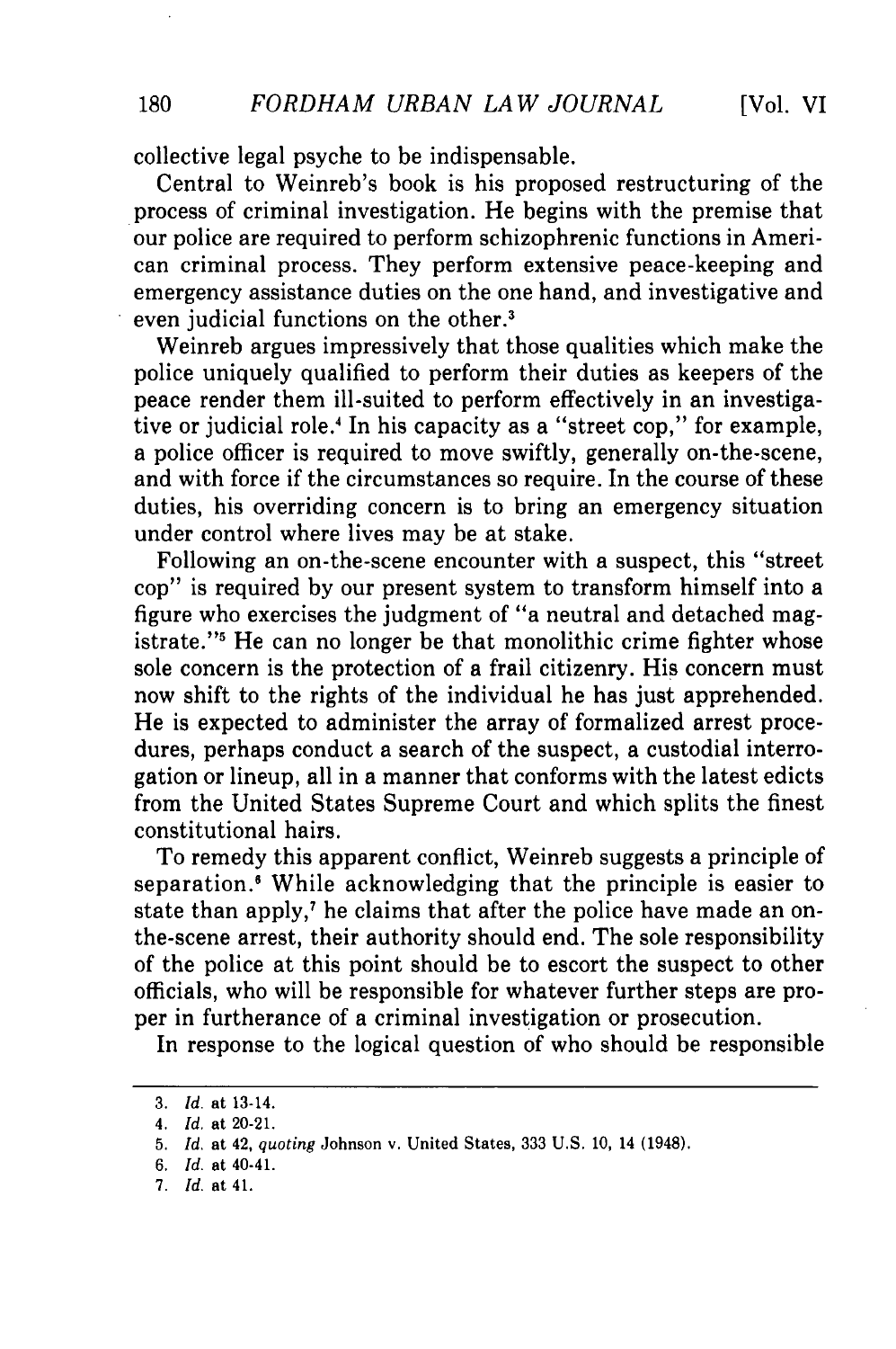collective legal psyche to be indispensable.

Central to Weinreb's book is his proposed restructuring of the process of criminal investigation. He begins with the premise that our police are required to perform schizophrenic functions in American criminal process. They perform extensive peace-keeping and emergency assistance duties on the one hand, and investigative and even judicial functions on the other.[3]

Weinreb argues impressively that those qualities which make the police uniquely qualified to perform their duties as keepers of the peace render them ill-suited to perform effectively in an investigative or judicial role.[4] In his capacity as a "street cop," for example, a police officer is required to move swiftly, generally on-the-scene, and with force if the circumstances so require. In the course of these duties, his overriding concern is to bring an emergency situation under control where lives may be at stake.

Following an on-the-scene encounter with a suspect, this "street cop" is required by our present system to transform himself into a figure who exercises the judgment of "a neutral and detached magistrate."[5] He can no longer be that monolithic crime fighter whose sole concern is the protection of a frail citizenry. His concern must now shift to the rights of the individual he has just apprehended. He is expected to administer the array of formalized arrest procedures, perhaps conduct a search of the suspect, a custodial interrogation or lineup, all in a manner that conforms with the latest edicts from the United States Supreme Court and which splits the finest constitutional hairs.

To remedy this apparent conflict, Weinreb suggests a principle of separation.[6] While acknowledging that the principle is easier to state than apply,[7] he claims that after the police have made an on-the-scene arrest, their authority should end. The sole responsibility of the police at this point should be to escort the suspect to other officials, who will be responsible for whatever further steps are proper in furtherance of a criminal investigation or prosecution.

In response to the logical question of who should be responsible

---

3. *Id.* at 13-14.
4. *Id.* at 20-21.
5. *Id.* at 42, *quoting* Johnson v. United States, 333 U.S. 10, 14 (1948).
6. *Id.* at 40-41.
7. *Id.* at 41.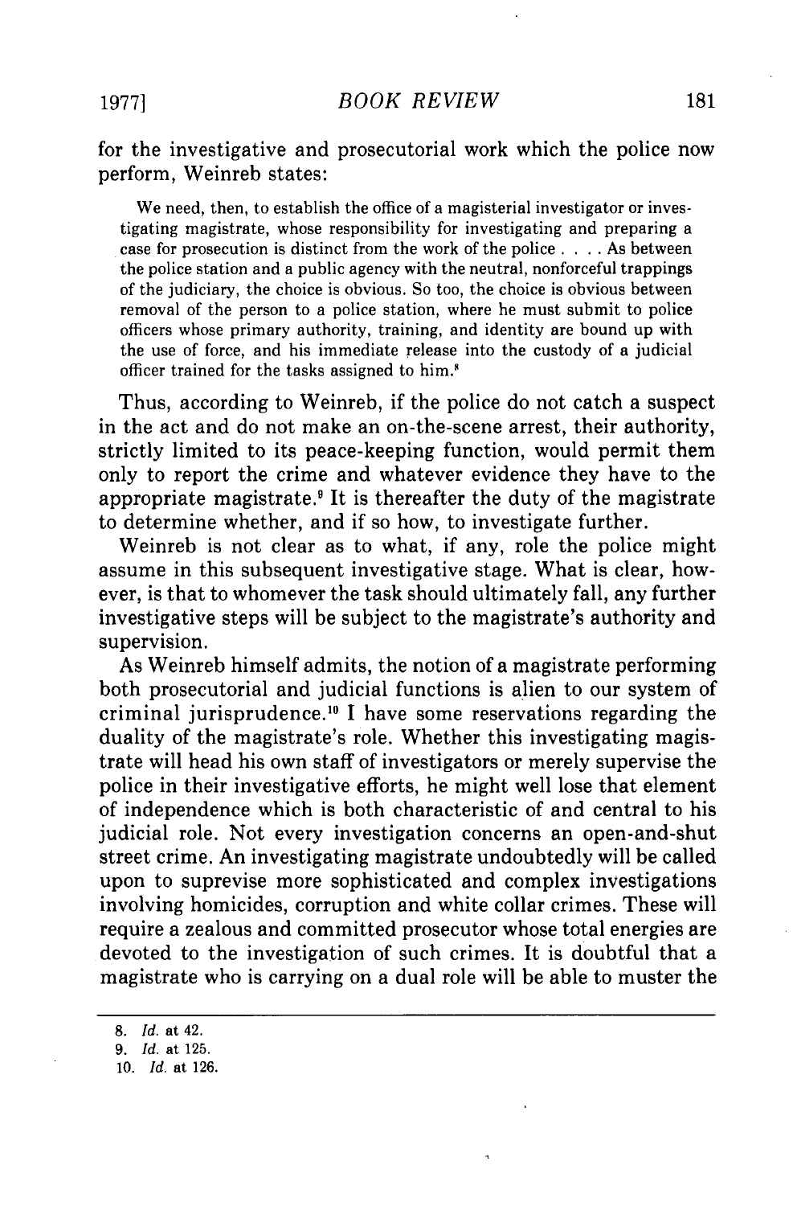for the investigative and prosecutorial work which the police now perform, Weinreb states:

> We need, then, to establish the office of a magisterial investigator or investigating magistrate, whose responsibility for investigating and preparing a case for prosecution is distinct from the work of the police . . . . As between the police station and a public agency with the neutral, nonforceful trappings of the judiciary, the choice is obvious. So too, the choice is obvious between removal of the person to a police station, where he must submit to police officers whose primary authority, training, and identity are bound up with the use of force, and his immediate release into the custody of a judicial officer trained for the tasks assigned to him.[8]

Thus, according to Weinreb, if the police do not catch a suspect in the act and do not make an on-the-scene arrest, their authority, strictly limited to its peace-keeping function, would permit them only to report the crime and whatever evidence they have to the appropriate magistrate.[9] It is thereafter the duty of the magistrate to determine whether, and if so how, to investigate further.

Weinreb is not clear as to what, if any, role the police might assume in this subsequent investigative stage. What is clear, however, is that to whomever the task should ultimately fall, any further investigative steps will be subject to the magistrate's authority and supervision.

As Weinreb himself admits, the notion of a magistrate performing both prosecutorial and judicial functions is alien to our system of criminal jurisprudence.[10] I have some reservations regarding the duality of the magistrate's role. Whether this investigating magistrate will head his own staff of investigators or merely supervise the police in their investigative efforts, he might well lose that element of independence which is both characteristic of and central to his judicial role. Not every investigation concerns an open-and-shut street crime. An investigating magistrate undoubtedly will be called upon to suprevise more sophisticated and complex investigations involving homicides, corruption and white collar crimes. These will require a zealous and committed prosecutor whose total energies are devoted to the investigation of such crimes. It is doubtful that a magistrate who is carrying on a dual role will be able to muster the

---

8. *Id.* at 42.

9. *Id.* at 125.

10. *Id.* at 126.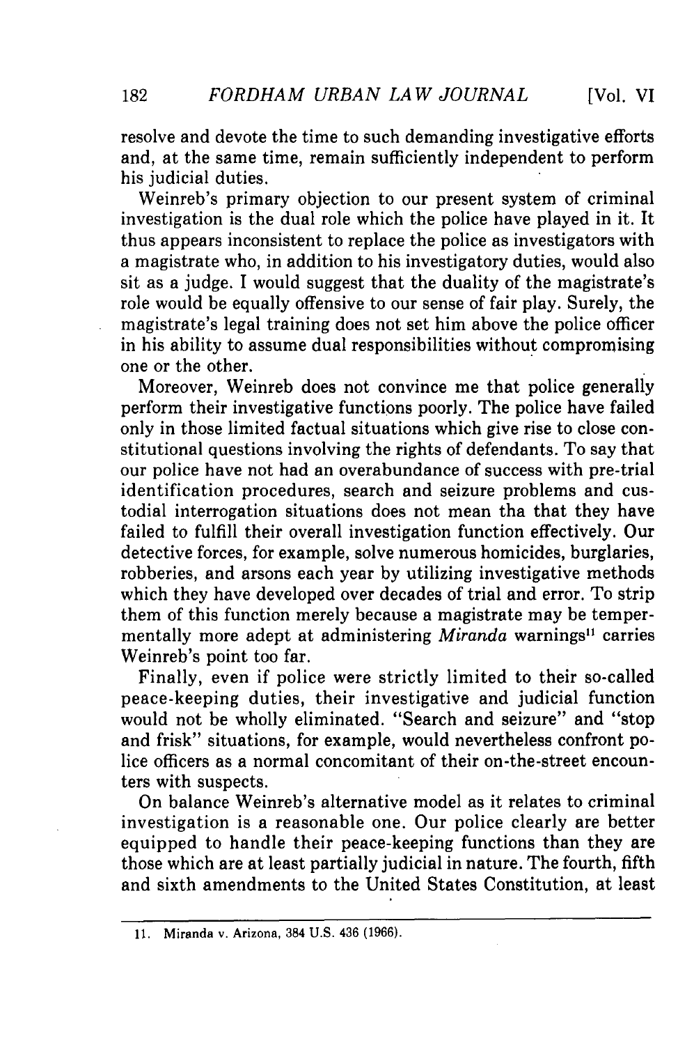resolve and devote the time to such demanding investigative efforts and, at the same time, remain sufficiently independent to perform his judicial duties.

Weinreb's primary objection to our present system of criminal investigation is the dual role which the police have played in it. It thus appears inconsistent to replace the police as investigators with a magistrate who, in addition to his investigatory duties, would also sit as a judge. I would suggest that the duality of the magistrate's role would be equally offensive to our sense of fair play. Surely, the magistrate's legal training does not set him above the police officer in his ability to assume dual responsibilities without compromising one or the other.

Moreover, Weinreb does not convince me that police generally perform their investigative functions poorly. The police have failed only in those limited factual situations which give rise to close constitutional questions involving the rights of defendants. To say that our police have not had an overabundance of success with pre-trial identification procedures, search and seizure problems and custodial interrogation situations does not mean tha that they have failed to fulfill their overall investigation function effectively. Our detective forces, for example, solve numerous homicides, burglaries, robberies, and arsons each year by utilizing investigative methods which they have developed over decades of trial and error. To strip them of this function merely because a magistrate may be tempermentally more adept at administering *Miranda* warnings[11] carries Weinreb's point too far.

Finally, even if police were strictly limited to their so-called peace-keeping duties, their investigative and judicial function would not be wholly eliminated. "Search and seizure" and "stop and frisk" situations, for example, would nevertheless confront police officers as a normal concomitant of their on-the-street encounters with suspects.

On balance Weinreb's alternative model as it relates to criminal investigation is a reasonable one. Our police clearly are better equipped to handle their peace-keeping functions than they are those which are at least partially judicial in nature. The fourth, fifth and sixth amendments to the United States Constitution, at least

---

11. Miranda v. Arizona, 384 U.S. 436 (1966).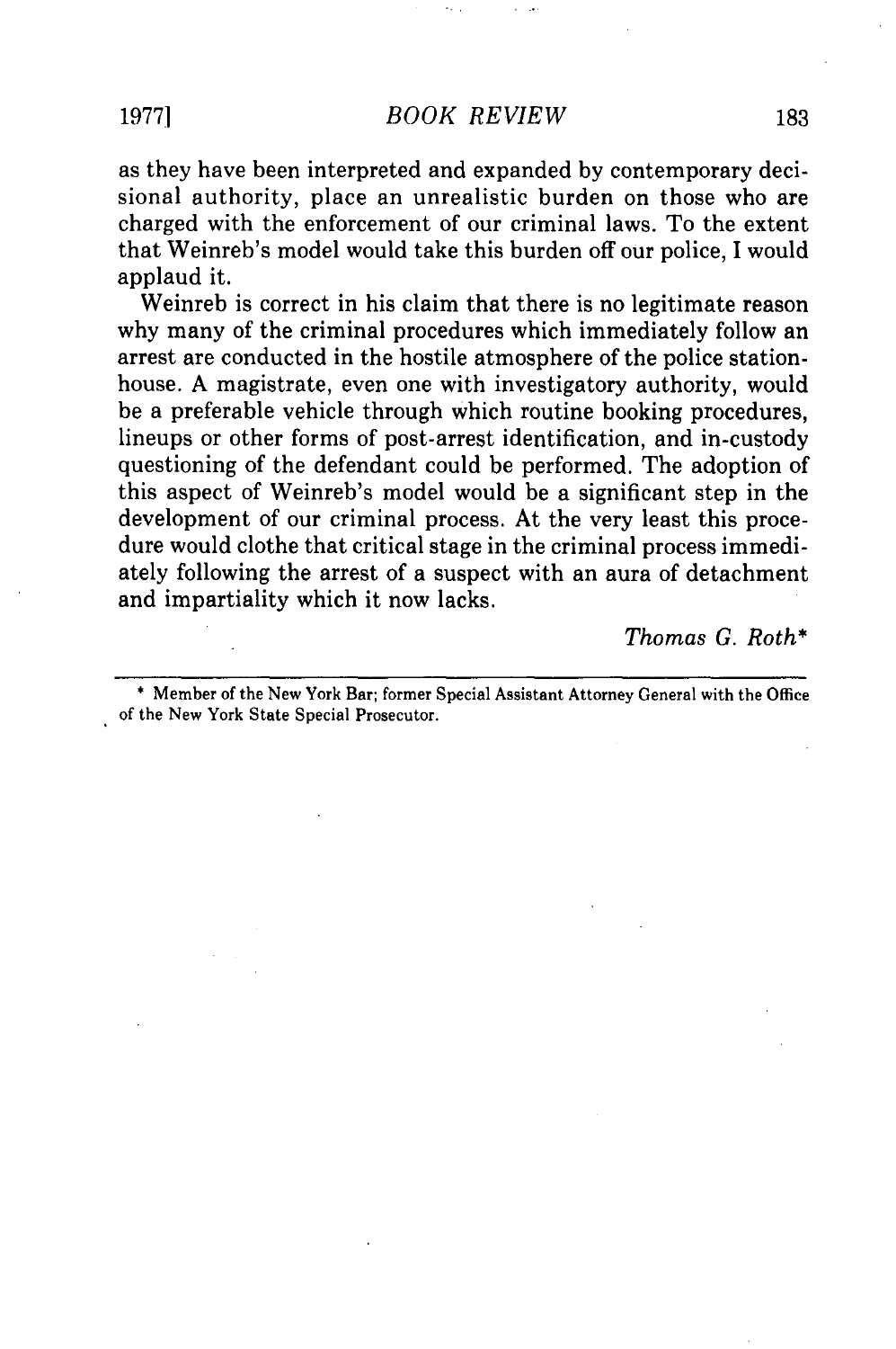as they have been interpreted and expanded by contemporary decisional authority, place an unrealistic burden on those who are charged with the enforcement of our criminal laws. To the extent that Weinreb's model would take this burden off our police, I would applaud it.

Weinreb is correct in his claim that there is no legitimate reason why many of the criminal procedures which immediately follow an arrest are conducted in the hostile atmosphere of the police stationhouse. A magistrate, even one with investigatory authority, would be a preferable vehicle through which routine booking procedures, lineups or other forms of post-arrest identification, and in-custody questioning of the defendant could be performed. The adoption of this aspect of Weinreb's model would be a significant step in the development of our criminal process. At the very least this procedure would clothe that critical stage in the criminal process immediately following the arrest of a suspect with an aura of detachment and impartiality which it now lacks.

*Thomas G. Roth**

---

\* Member of the New York Bar; former Special Assistant Attorney General with the Office of the New York State Special Prosecutor.